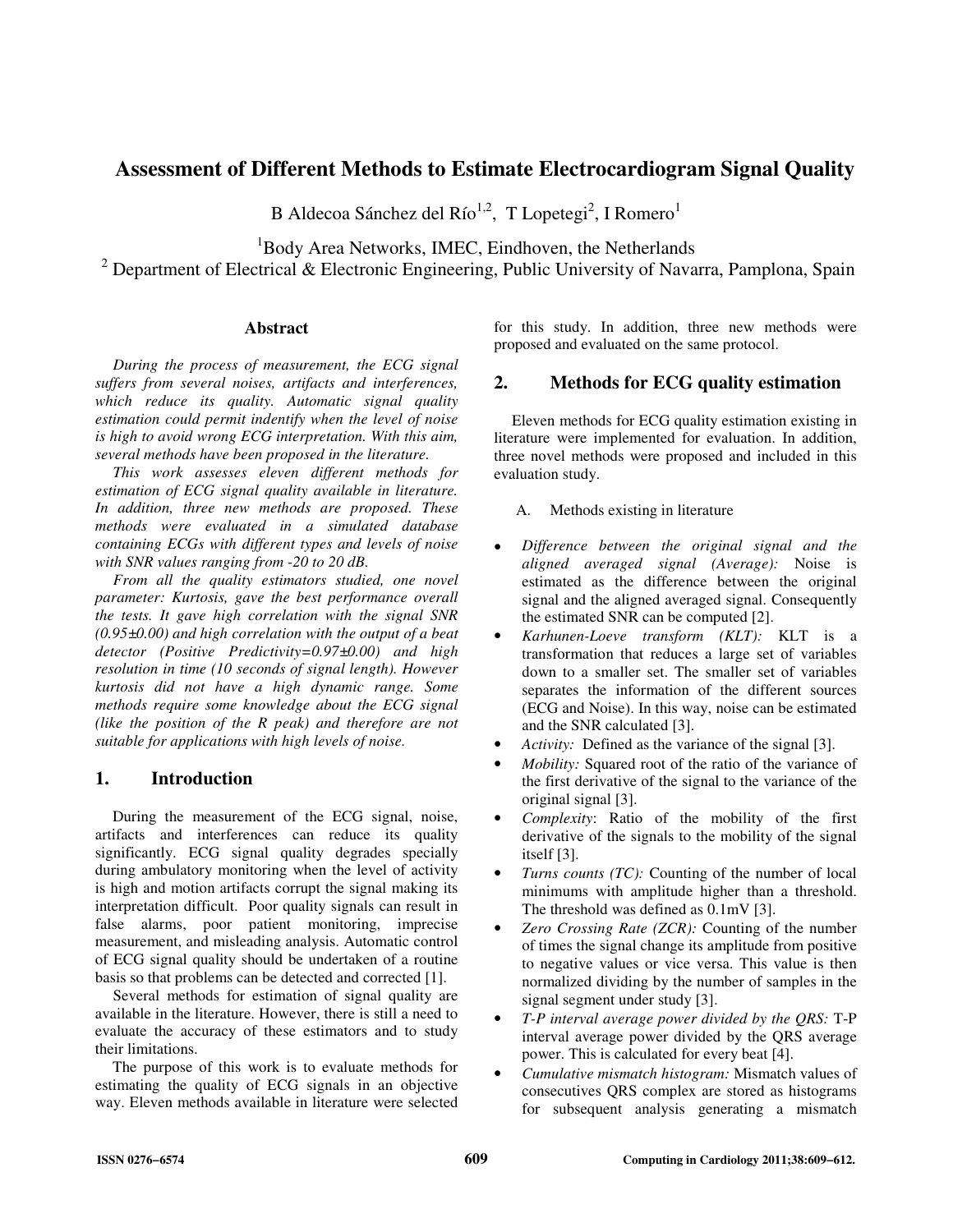# Assessment of Different Methods to Estimate Electrocardiogram Signal Quality

B Aldecoa Sánchez del Río[1,2], T Lopetegi[2], I Romero[1]

[1]Body Area Networks, IMEC, Eindhoven, the Netherlands

[2] Department of Electrical & Electronic Engineering, Public University of Navarra, Pamplona, Spain

### Abstract

*During the process of measurement, the ECG signal suffers from several noises, artifacts and interferences, which reduce its quality. Automatic signal quality estimation could permit indentify when the level of noise is high to avoid wrong ECG interpretation. With this aim, several methods have been proposed in the literature.*

*This work assesses eleven different methods for estimation of ECG signal quality available in literature. In addition, three new methods are proposed. These methods were evaluated in a simulated database containing ECGs with different types and levels of noise with SNR values ranging from -20 to 20 dB.*

*From all the quality estimators studied, one novel parameter: Kurtosis, gave the best performance overall the tests. It gave high correlation with the signal SNR (0.95±0.00) and high correlation with the output of a beat detector (Positive Predictivity=0.97±0.00) and high resolution in time (10 seconds of signal length). However kurtosis did not have a high dynamic range. Some methods require some knowledge about the ECG signal (like the position of the R peak) and therefore are not suitable for applications with high levels of noise.*

## 1. Introduction

During the measurement of the ECG signal, noise, artifacts and interferences can reduce its quality significantly. ECG signal quality degrades specially during ambulatory monitoring when the level of activity is high and motion artifacts corrupt the signal making its interpretation difficult. Poor quality signals can result in false alarms, poor patient monitoring, imprecise measurement, and misleading analysis. Automatic control of ECG signal quality should be undertaken of a routine basis so that problems can be detected and corrected [1].

Several methods for estimation of signal quality are available in the literature. However, there is still a need to evaluate the accuracy of these estimators and to study their limitations.

The purpose of this work is to evaluate methods for estimating the quality of ECG signals in an objective way. Eleven methods available in literature were selected for this study. In addition, three new methods were proposed and evaluated on the same protocol.

## 2. Methods for ECG quality estimation

Eleven methods for ECG quality estimation existing in literature were implemented for evaluation. In addition, three novel methods were proposed and included in this evaluation study.

A. Methods existing in literature

- *Difference between the original signal and the aligned averaged signal (Average):* Noise is estimated as the difference between the original signal and the aligned averaged signal. Consequently the estimated SNR can be computed [2].
- *Karhunen-Loeve transform (KLT):* KLT is a transformation that reduces a large set of variables down to a smaller set. The smaller set of variables separates the information of the different sources (ECG and Noise). In this way, noise can be estimated and the SNR calculated [3].
- *Activity:* Defined as the variance of the signal [3].
- *Mobility:* Squared root of the ratio of the variance of the first derivative of the signal to the variance of the original signal [3].
- *Complexity*: Ratio of the mobility of the first derivative of the signals to the mobility of the signal itself [3].
- *Turns counts (TC):* Counting of the number of local minimums with amplitude higher than a threshold. The threshold was defined as 0.1mV [3].
- *Zero Crossing Rate (ZCR):* Counting of the number of times the signal change its amplitude from positive to negative values or vice versa. This value is then normalized dividing by the number of samples in the signal segment under study [3].
- *T-P interval average power divided by the QRS:* T-P interval average power divided by the QRS average power. This is calculated for every beat [4].
- *Cumulative mismatch histogram:* Mismatch values of consecutives QRS complex are stored as histograms for subsequent analysis generating a mismatch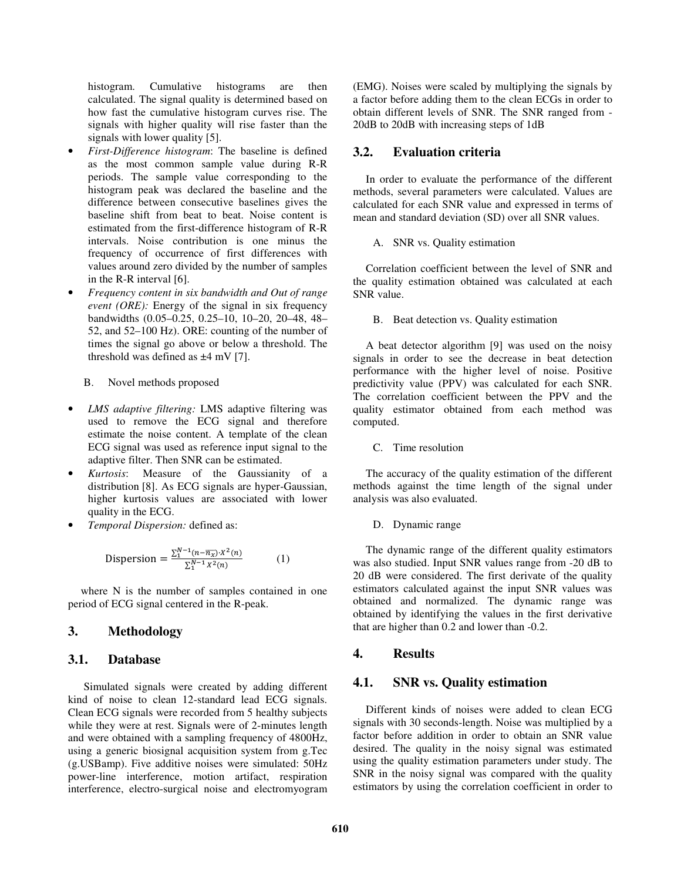histogram. Cumulative histograms are then calculated. The signal quality is determined based on how fast the cumulative histogram curves rise. The signals with higher quality will rise faster than the signals with lower quality [5].

- *First-Difference histogram*: The baseline is defined as the most common sample value during R-R periods. The sample value corresponding to the histogram peak was declared the baseline and the difference between consecutive baselines gives the baseline shift from beat to beat. Noise content is estimated from the first-difference histogram of R-R intervals. Noise contribution is one minus the frequency of occurrence of first differences with values around zero divided by the number of samples in the R-R interval [6].
- *Frequency content in six bandwidth and Out of range event (ORE):* Energy of the signal in six frequency bandwidths (0.05–0.25, 0.25–10, 10–20, 20–48, 48–52, and 52–100 Hz). ORE: counting of the number of times the signal go above or below a threshold. The threshold was defined as ±4 mV [7].

B. Novel methods proposed

- *LMS adaptive filtering:* LMS adaptive filtering was used to remove the ECG signal and therefore estimate the noise content. A template of the clean ECG signal was used as reference input signal to the adaptive filter. Then SNR can be estimated.
- *Kurtosis*: Measure of the Gaussianity of a distribution [8]. As ECG signals are hyper-Gaussian, higher kurtosis values are associated with lower quality in the ECG.
- *Temporal Dispersion:* defined as:

$$\text{Dispersion} = \frac{\sum_{1}^{N-1}(n-\overline{n_x})\cdot X^2(n)}{\sum_{1}^{N-1} X^2(n)} \qquad (1)$$

where N is the number of samples contained in one period of ECG signal centered in the R-peak.

## 3. Methodology

### 3.1. Database

Simulated signals were created by adding different kind of noise to clean 12-standard lead ECG signals. Clean ECG signals were recorded from 5 healthy subjects while they were at rest. Signals were of 2-minutes length and were obtained with a sampling frequency of 4800Hz, using a generic biosignal acquisition system from g.Tec (g.USBamp). Five additive noises were simulated: 50Hz power-line interference, motion artifact, respiration interference, electro-surgical noise and electromyogram (EMG). Noises were scaled by multiplying the signals by a factor before adding them to the clean ECGs in order to obtain different levels of SNR. The SNR ranged from -20dB to 20dB with increasing steps of 1dB

### 3.2. Evaluation criteria

In order to evaluate the performance of the different methods, several parameters were calculated. Values are calculated for each SNR value and expressed in terms of mean and standard deviation (SD) over all SNR values.

A. SNR vs. Quality estimation

Correlation coefficient between the level of SNR and the quality estimation obtained was calculated at each SNR value.

B. Beat detection vs. Quality estimation

A beat detector algorithm [9] was used on the noisy signals in order to see the decrease in beat detection performance with the higher level of noise. Positive predictivity value (PPV) was calculated for each SNR. The correlation coefficient between the PPV and the quality estimator obtained from each method was computed.

C. Time resolution

The accuracy of the quality estimation of the different methods against the time length of the signal under analysis was also evaluated.

D. Dynamic range

The dynamic range of the different quality estimators was also studied. Input SNR values range from -20 dB to 20 dB were considered. The first derivate of the quality estimators calculated against the input SNR values was obtained and normalized. The dynamic range was obtained by identifying the values in the first derivative that are higher than 0.2 and lower than -0.2.

## 4. Results

### 4.1. SNR vs. Quality estimation

Different kinds of noises were added to clean ECG signals with 30 seconds-length. Noise was multiplied by a factor before addition in order to obtain an SNR value desired. The quality in the noisy signal was estimated using the quality estimation parameters under study. The SNR in the noisy signal was compared with the quality estimators by using the correlation coefficient in order to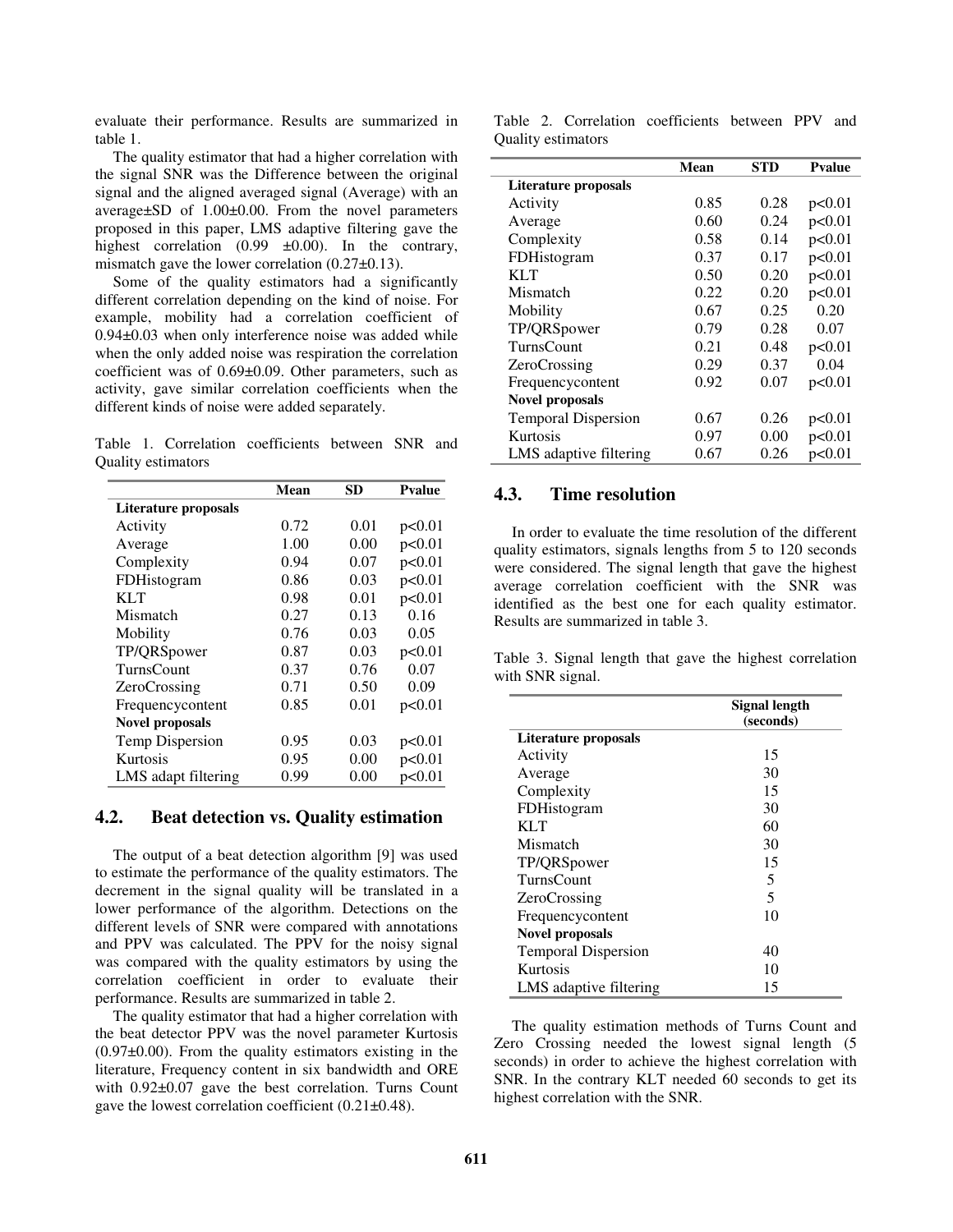evaluate their performance. Results are summarized in table 1.

The quality estimator that had a higher correlation with the signal SNR was the Difference between the original signal and the aligned averaged signal (Average) with an average±SD of 1.00±0.00. From the novel parameters proposed in this paper, LMS adaptive filtering gave the highest correlation (0.99 ±0.00). In the contrary, mismatch gave the lower correlation (0.27±0.13).

Some of the quality estimators had a significantly different correlation depending on the kind of noise. For example, mobility had a correlation coefficient of 0.94±0.03 when only interference noise was added while when the only added noise was respiration the correlation coefficient was of 0.69±0.09. Other parameters, such as activity, gave similar correlation coefficients when the different kinds of noise were added separately.

Table 1. Correlation coefficients between SNR and Quality estimators

| | Mean | SD | Pvalue |
|---|---|---|---|
| **Literature proposals** | | | |
| Activity | 0.72 | 0.01 | p<0.01 |
| Average | 1.00 | 0.00 | p<0.01 |
| Complexity | 0.94 | 0.07 | p<0.01 |
| FDHistogram | 0.86 | 0.03 | p<0.01 |
| KLT | 0.98 | 0.01 | p<0.01 |
| Mismatch | 0.27 | 0.13 | 0.16 |
| Mobility | 0.76 | 0.03 | 0.05 |
| TP/QRSpower | 0.87 | 0.03 | p<0.01 |
| TurnsCount | 0.37 | 0.76 | 0.07 |
| ZeroCrossing | 0.71 | 0.50 | 0.09 |
| Frequencycontent | 0.85 | 0.01 | p<0.01 |
| **Novel proposals** | | | |
| Temp Dispersion | 0.95 | 0.03 | p<0.01 |
| Kurtosis | 0.95 | 0.00 | p<0.01 |
| LMS adapt filtering | 0.99 | 0.00 | p<0.01 |

## 4.2. Beat detection vs. Quality estimation

The output of a beat detection algorithm [9] was used to estimate the performance of the quality estimators. The decrement in the signal quality will be translated in a lower performance of the algorithm. Detections on the different levels of SNR were compared with annotations and PPV was calculated. The PPV for the noisy signal was compared with the quality estimators by using the correlation coefficient in order to evaluate their performance. Results are summarized in table 2.

The quality estimator that had a higher correlation with the beat detector PPV was the novel parameter Kurtosis (0.97±0.00). From the quality estimators existing in the literature, Frequency content in six bandwidth and ORE with 0.92±0.07 gave the best correlation. Turns Count gave the lowest correlation coefficient (0.21±0.48).

Table 2. Correlation coefficients between PPV and Quality estimators

| | Mean | STD | Pvalue |
|---|---|---|---|
| **Literature proposals** | | | |
| Activity | 0.85 | 0.28 | p<0.01 |
| Average | 0.60 | 0.24 | p<0.01 |
| Complexity | 0.58 | 0.14 | p<0.01 |
| FDHistogram | 0.37 | 0.17 | p<0.01 |
| KLT | 0.50 | 0.20 | p<0.01 |
| Mismatch | 0.22 | 0.20 | p<0.01 |
| Mobility | 0.67 | 0.25 | 0.20 |
| TP/QRSpower | 0.79 | 0.28 | 0.07 |
| TurnsCount | 0.21 | 0.48 | p<0.01 |
| ZeroCrossing | 0.29 | 0.37 | 0.04 |
| Frequencycontent | 0.92 | 0.07 | p<0.01 |
| **Novel proposals** | | | |
| Temporal Dispersion | 0.67 | 0.26 | p<0.01 |
| Kurtosis | 0.97 | 0.00 | p<0.01 |
| LMS adaptive filtering | 0.67 | 0.26 | p<0.01 |

## 4.3. Time resolution

In order to evaluate the time resolution of the different quality estimators, signals lengths from 5 to 120 seconds were considered. The signal length that gave the highest average correlation coefficient with the SNR was identified as the best one for each quality estimator. Results are summarized in table 3.

Table 3. Signal length that gave the highest correlation with SNR signal.

| | Signal length (seconds) |
|---|---|
| **Literature proposals** | |
| Activity | 15 |
| Average | 30 |
| Complexity | 15 |
| FDHistogram | 30 |
| KLT | 60 |
| Mismatch | 30 |
| TP/QRSpower | 15 |
| TurnsCount | 5 |
| ZeroCrossing | 5 |
| Frequencycontent | 10 |
| **Novel proposals** | |
| Temporal Dispersion | 40 |
| Kurtosis | 10 |
| LMS adaptive filtering | 15 |

The quality estimation methods of Turns Count and Zero Crossing needed the lowest signal length (5 seconds) in order to achieve the highest correlation with SNR. In the contrary KLT needed 60 seconds to get its highest correlation with the SNR.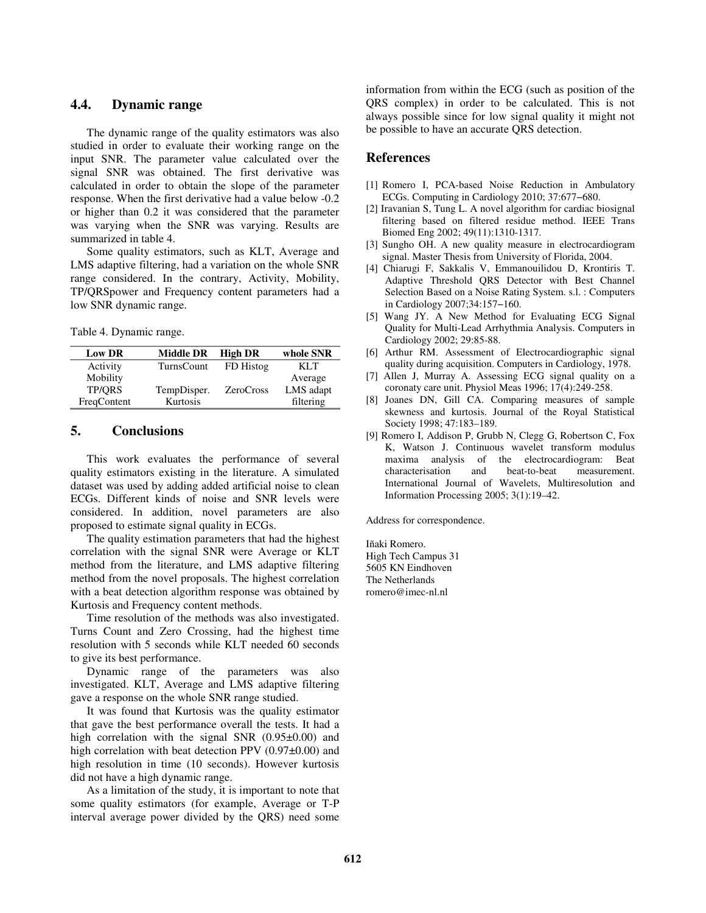## 4.4. Dynamic range

The dynamic range of the quality estimators was also studied in order to evaluate their working range on the input SNR. The parameter value calculated over the signal SNR was obtained. The first derivative was calculated in order to obtain the slope of the parameter response. When the first derivative had a value below -0.2 or higher than 0.2 it was considered that the parameter was varying when the SNR was varying. Results are summarized in table 4.

Some quality estimators, such as KLT, Average and LMS adaptive filtering, had a variation on the whole SNR range considered. In the contrary, Activity, Mobility, TP/QRSpower and Frequency content parameters had a low SNR dynamic range.

Table 4. Dynamic range.

| Low DR | Middle DR | High DR | whole SNR |
|---|---|---|---|
| Activity | TurnsCount | FD Histog | KLT |
| Mobility | | | Average |
| TP/QRS | TempDisper. | ZeroCross | LMS adapt |
| FreqContent | Kurtosis | | filtering |

## 5. Conclusions

This work evaluates the performance of several quality estimators existing in the literature. A simulated dataset was used by adding added artificial noise to clean ECGs. Different kinds of noise and SNR levels were considered. In addition, novel parameters are also proposed to estimate signal quality in ECGs.

The quality estimation parameters that had the highest correlation with the signal SNR were Average or KLT method from the literature, and LMS adaptive filtering method from the novel proposals. The highest correlation with a beat detection algorithm response was obtained by Kurtosis and Frequency content methods.

Time resolution of the methods was also investigated. Turns Count and Zero Crossing, had the highest time resolution with 5 seconds while KLT needed 60 seconds to give its best performance.

Dynamic range of the parameters was also investigated. KLT, Average and LMS adaptive filtering gave a response on the whole SNR range studied.

It was found that Kurtosis was the quality estimator that gave the best performance overall the tests. It had a high correlation with the signal SNR (0.95±0.00) and high correlation with beat detection PPV (0.97±0.00) and high resolution in time (10 seconds). However kurtosis did not have a high dynamic range.

As a limitation of the study, it is important to note that some quality estimators (for example, Average or T-P interval average power divided by the QRS) need some information from within the ECG (such as position of the QRS complex) in order to be calculated. This is not always possible since for low signal quality it might not be possible to have an accurate QRS detection.

## References

[1] Romero I, PCA-based Noise Reduction in Ambulatory ECGs. Computing in Cardiology 2010; 37:677–680.

[2] Iravanian S, Tung L. A novel algorithm for cardiac biosignal filtering based on filtered residue method. IEEE Trans Biomed Eng 2002; 49(11):1310-1317.

[3] Sungho OH. A new quality measure in electrocardiogram signal. Master Thesis from University of Florida, 2004.

[4] Chiarugi F, Sakkalis V, Emmanouilidou D, Krontiris T. Adaptive Threshold QRS Detector with Best Channel Selection Based on a Noise Rating System. s.l. : Computers in Cardiology 2007;34:157–160.

[5] Wang JY. A New Method for Evaluating ECG Signal Quality for Multi-Lead Arrhythmia Analysis. Computers in Cardiology 2002; 29:85-88.

[6] Arthur RM. Assessment of Electrocardiographic signal quality during acquisition. Computers in Cardiology, 1978.

[7] Allen J, Murray A. Assessing ECG signal quality on a coronaty care unit. Physiol Meas 1996; 17(4):249-258.

[8] Joanes DN, Gill CA. Comparing measures of sample skewness and kurtosis. Journal of the Royal Statistical Society 1998; 47:183–189.

[9] Romero I, Addison P, Grubb N, Clegg G, Robertson C, Fox K, Watson J. Continuous wavelet transform modulus maxima analysis of the electrocardiogram: Beat characterisation and beat-to-beat measurement. International Journal of Wavelets, Multiresolution and Information Processing 2005; 3(1):19–42.

Address for correspondence.

Iñaki Romero.
High Tech Campus 31
5605 KN Eindhoven
The Netherlands
romero@imec-nl.nl